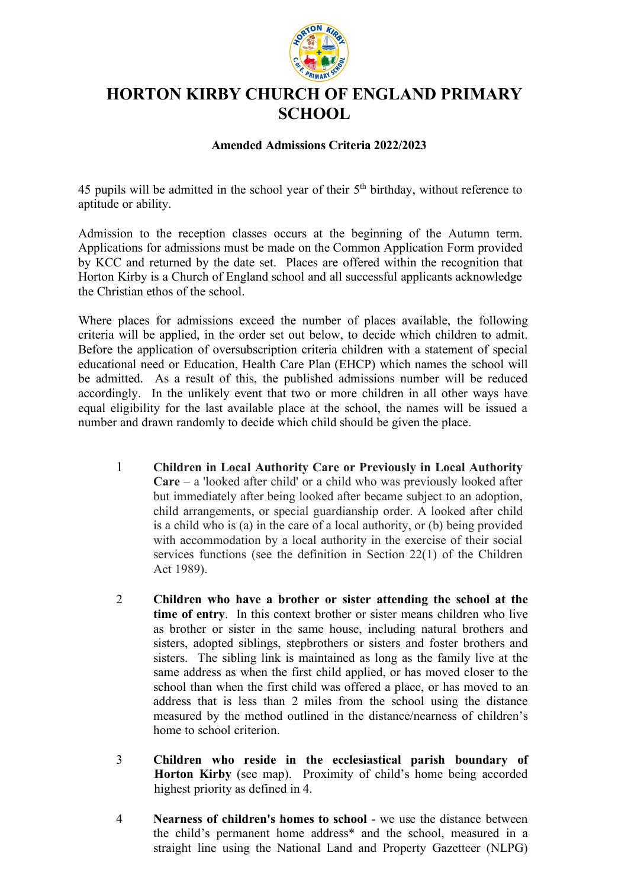# HORTON KIRBY CHURCH OF ENGLAND PRIMARY SCHOOL

**Amended Admissions Criteria 2022/2023**

45 pupils will be admitted in the school year of their 5th birthday, without reference to aptitude or ability.

Admission to the reception classes occurs at the beginning of the Autumn term. Applications for admissions must be made on the Common Application Form provided by KCC and returned by the date set. Places are offered within the recognition that Horton Kirby is a Church of England school and all successful applicants acknowledge the Christian ethos of the school.

Where places for admissions exceed the number of places available, the following criteria will be applied, in the order set out below, to decide which children to admit. Before the application of oversubscription criteria children with a statement of special educational need or Education, Health Care Plan (EHCP) which names the school will be admitted. As a result of this, the published admissions number will be reduced accordingly. In the unlikely event that two or more children in all other ways have equal eligibility for the last available place at the school, the names will be issued a number and drawn randomly to decide which child should be given the place.

1. **Children in Local Authority Care or Previously in Local Authority Care** – a 'looked after child' or a child who was previously looked after but immediately after being looked after became subject to an adoption, child arrangements, or special guardianship order. A looked after child is a child who is (a) in the care of a local authority, or (b) being provided with accommodation by a local authority in the exercise of their social services functions (see the definition in Section 22(1) of the Children Act 1989).

2. **Children who have a brother or sister attending the school at the time of entry**. In this context brother or sister means children who live as brother or sister in the same house, including natural brothers and sisters, adopted siblings, stepbrothers or sisters and foster brothers and sisters. The sibling link is maintained as long as the family live at the same address as when the first child applied, or has moved closer to the school than when the first child was offered a place, or has moved to an address that is less than 2 miles from the school using the distance measured by the method outlined in the distance/nearness of children's home to school criterion.

3. **Children who reside in the ecclesiastical parish boundary of Horton Kirby** (see map). Proximity of child's home being accorded highest priority as defined in 4.

4. **Nearness of children's homes to school** - we use the distance between the child's permanent home address* and the school, measured in a straight line using the National Land and Property Gazetteer (NLPG)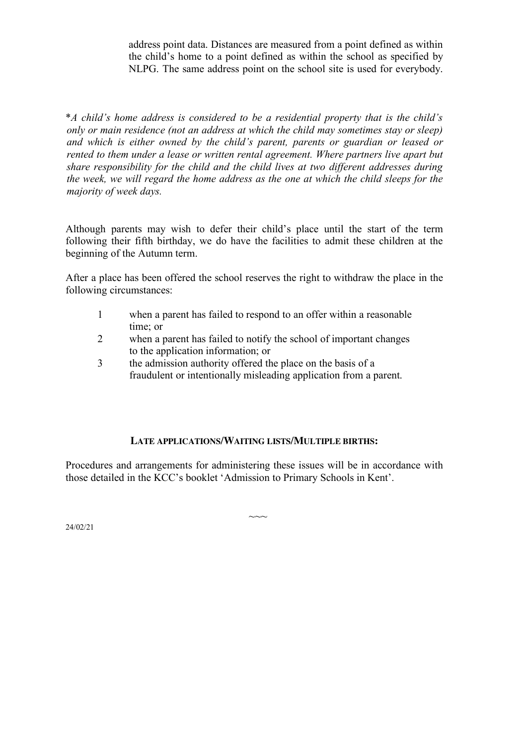address point data. Distances are measured from a point defined as within the child's home to a point defined as within the school as specified by NLPG. The same address point on the school site is used for everybody.

*A child's home address is considered to be a residential property that is the child's only or main residence (not an address at which the child may sometimes stay or sleep) and which is either owned by the child's parent, parents or guardian or leased or rented to them under a lease or written rental agreement. Where partners live apart but share responsibility for the child and the child lives at two different addresses during the week, we will regard the home address as the one at which the child sleeps for the majority of week days.*

Although parents may wish to defer their child's place until the start of the term following their fifth birthday, we do have the facilities to admit these children at the beginning of the Autumn term.

After a place has been offered the school reserves the right to withdraw the place in the following circumstances:

1. when a parent has failed to respond to an offer within a reasonable time; or
2. when a parent has failed to notify the school of important changes to the application information; or
3. the admission authority offered the place on the basis of a fraudulent or intentionally misleading application from a parent.

## LATE APPLICATIONS/WAITING LISTS/MULTIPLE BIRTHS:

Procedures and arrangements for administering these issues will be in accordance with those detailed in the KCC's booklet 'Admission to Primary Schools in Kent'.

~~~

24/02/21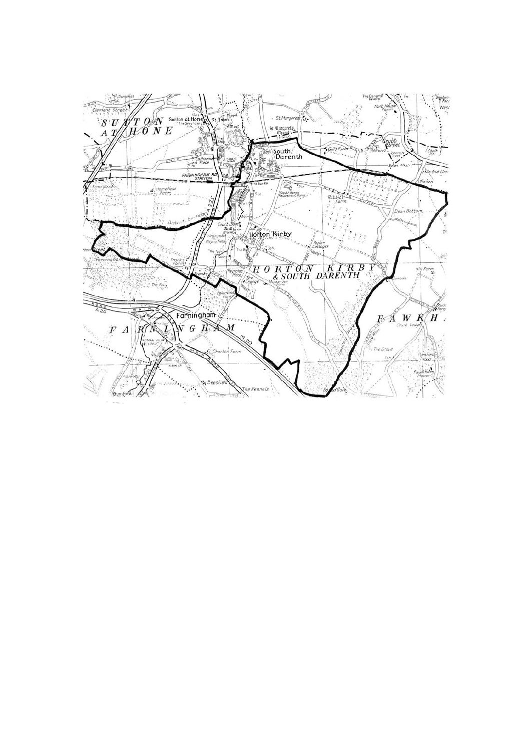SUTTON AT HONE

Sutton at Hone

St. Johns

St Margarets

St.Margarets Chapel

South Darenth

FARNINGHAM RD. STATION

Homefield Farm

District Boundary

Horton Kirby

HORTON KIRBY & SOUTH DARENTH

Robbits Farm

Dean Bottom

Poplar Cottages

Southdowns Retirement Homes

The Sun P.H.

Court Lodge

Franks

Franks Farm

Reynolds Place

The Grange

Eglantine Farm

Farningham

FARNINGHAM

A 20

A 225

M 20

Charton Farm

Beesfield

The Kennels

Eynsford

Gills Farm

Grubb Street

Mile End Green

Malt House Farm

The Darenth Tavern

Clement Street

Hill Farm

Canada

FAWKH

Court Lodge

The Grove

Fawkham Manor

Pinden

Roman Villa (site of)

The Folly

Rams Wood